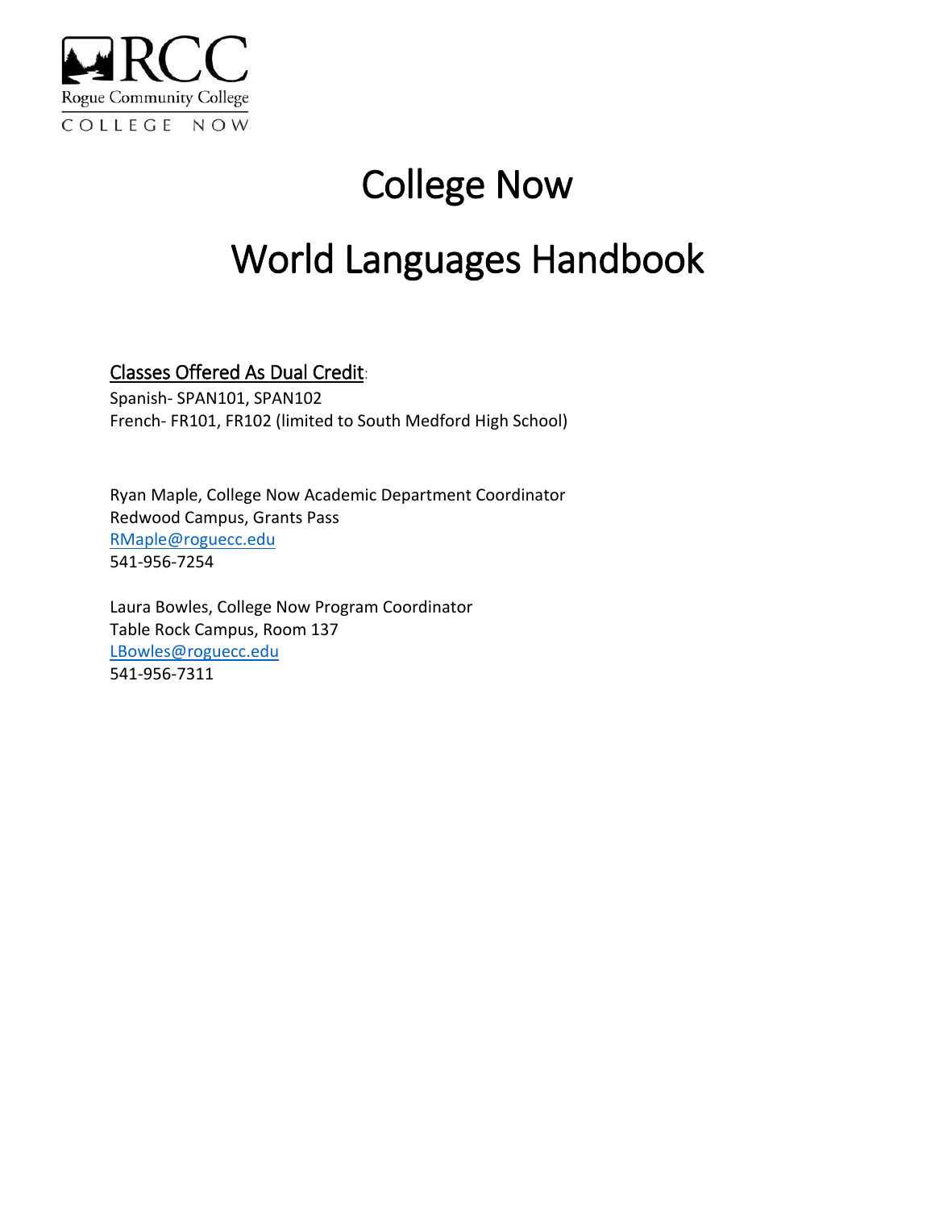RCC

Rogue Community College

COLLEGE NOW

# College Now

# World Languages Handbook

Classes Offered As Dual Credit:

Spanish- SPAN101, SPAN102

French- FR101, FR102 (limited to South Medford High School)

Ryan Maple, College Now Academic Department Coordinator
Redwood Campus, Grants Pass
RMaple@roguecc.edu
541-956-7254

Laura Bowles, College Now Program Coordinator
Table Rock Campus, Room 137
LBowles@roguecc.edu
541-956-7311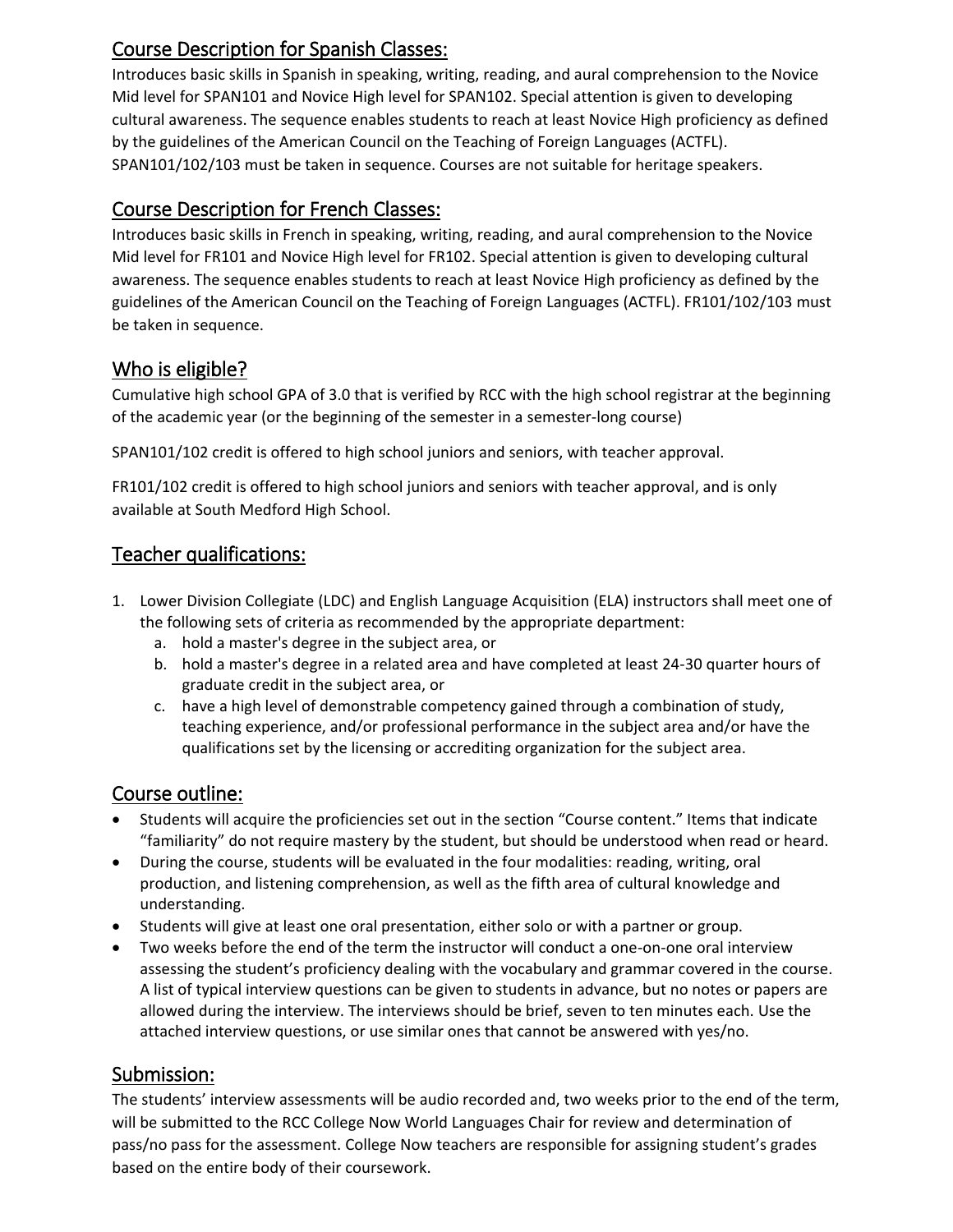## Course Description for Spanish Classes:

Introduces basic skills in Spanish in speaking, writing, reading, and aural comprehension to the Novice Mid level for SPAN101 and Novice High level for SPAN102. Special attention is given to developing cultural awareness. The sequence enables students to reach at least Novice High proficiency as defined by the guidelines of the American Council on the Teaching of Foreign Languages (ACTFL). SPAN101/102/103 must be taken in sequence. Courses are not suitable for heritage speakers.

## Course Description for French Classes:

Introduces basic skills in French in speaking, writing, reading, and aural comprehension to the Novice Mid level for FR101 and Novice High level for FR102. Special attention is given to developing cultural awareness. The sequence enables students to reach at least Novice High proficiency as defined by the guidelines of the American Council on the Teaching of Foreign Languages (ACTFL). FR101/102/103 must be taken in sequence.

## Who is eligible?

Cumulative high school GPA of 3.0 that is verified by RCC with the high school registrar at the beginning of the academic year (or the beginning of the semester in a semester-long course)

SPAN101/102 credit is offered to high school juniors and seniors, with teacher approval.

FR101/102 credit is offered to high school juniors and seniors with teacher approval, and is only available at South Medford High School.

## Teacher qualifications:

1. Lower Division Collegiate (LDC) and English Language Acquisition (ELA) instructors shall meet one of the following sets of criteria as recommended by the appropriate department:
   a. hold a master's degree in the subject area, or
   b. hold a master's degree in a related area and have completed at least 24-30 quarter hours of graduate credit in the subject area, or
   c. have a high level of demonstrable competency gained through a combination of study, teaching experience, and/or professional performance in the subject area and/or have the qualifications set by the licensing or accrediting organization for the subject area.

## Course outline:

- Students will acquire the proficiencies set out in the section "Course content." Items that indicate "familiarity" do not require mastery by the student, but should be understood when read or heard.
- During the course, students will be evaluated in the four modalities: reading, writing, oral production, and listening comprehension, as well as the fifth area of cultural knowledge and understanding.
- Students will give at least one oral presentation, either solo or with a partner or group.
- Two weeks before the end of the term the instructor will conduct a one-on-one oral interview assessing the student's proficiency dealing with the vocabulary and grammar covered in the course. A list of typical interview questions can be given to students in advance, but no notes or papers are allowed during the interview. The interviews should be brief, seven to ten minutes each. Use the attached interview questions, or use similar ones that cannot be answered with yes/no.

## Submission:

The students' interview assessments will be audio recorded and, two weeks prior to the end of the term, will be submitted to the RCC College Now World Languages Chair for review and determination of pass/no pass for the assessment. College Now teachers are responsible for assigning student's grades based on the entire body of their coursework.